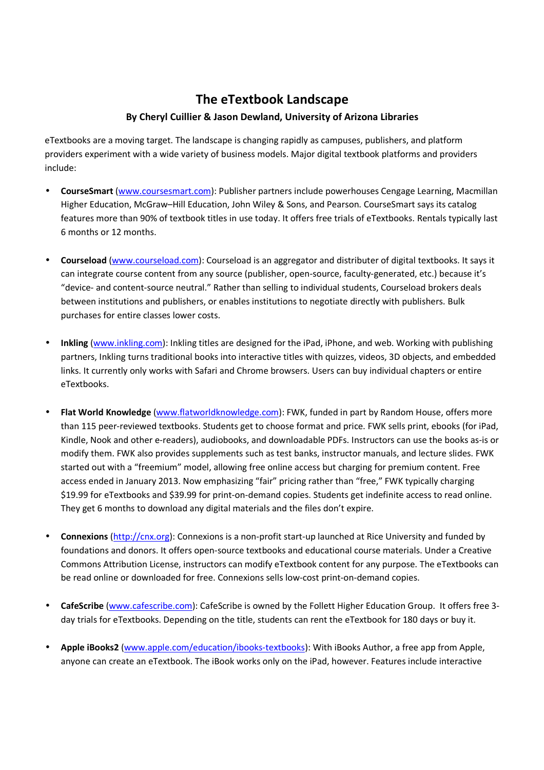# The eTextbook Landscape

**By Cheryl Cuillier & Jason Dewland, University of Arizona Libraries**

eTextbooks are a moving target. The landscape is changing rapidly as campuses, publishers, and platform providers experiment with a wide variety of business models. Major digital textbook platforms and providers include:

- **CourseSmart** (www.coursesmart.com): Publisher partners include powerhouses Cengage Learning, Macmillan Higher Education, McGraw–Hill Education, John Wiley & Sons, and Pearson. CourseSmart says its catalog features more than 90% of textbook titles in use today. It offers free trials of eTextbooks. Rentals typically last 6 months or 12 months.

- **Courseload** (www.courseload.com): Courseload is an aggregator and distributer of digital textbooks. It says it can integrate course content from any source (publisher, open-source, faculty-generated, etc.) because it's "device- and content-source neutral." Rather than selling to individual students, Courseload brokers deals between institutions and publishers, or enables institutions to negotiate directly with publishers. Bulk purchases for entire classes lower costs.

- **Inkling** (www.inkling.com): Inkling titles are designed for the iPad, iPhone, and web. Working with publishing partners, Inkling turns traditional books into interactive titles with quizzes, videos, 3D objects, and embedded links. It currently only works with Safari and Chrome browsers. Users can buy individual chapters or entire eTextbooks.

- **Flat World Knowledge** (www.flatworldknowledge.com): FWK, funded in part by Random House, offers more than 115 peer-reviewed textbooks. Students get to choose format and price. FWK sells print, ebooks (for iPad, Kindle, Nook and other e-readers), audiobooks, and downloadable PDFs. Instructors can use the books as-is or modify them. FWK also provides supplements such as test banks, instructor manuals, and lecture slides. FWK started out with a "freemium" model, allowing free online access but charging for premium content. Free access ended in January 2013. Now emphasizing "fair" pricing rather than "free," FWK typically charging $19.99 for eTextbooks and $39.99 for print-on-demand copies. Students get indefinite access to read online. They get 6 months to download any digital materials and the files don't expire.

- **Connexions** (http://cnx.org): Connexions is a non-profit start-up launched at Rice University and funded by foundations and donors. It offers open-source textbooks and educational course materials. Under a Creative Commons Attribution License, instructors can modify eTextbook content for any purpose. The eTextbooks can be read online or downloaded for free. Connexions sells low-cost print-on-demand copies.

- **CafeScribe** (www.cafescribe.com): CafeScribe is owned by the Follett Higher Education Group. It offers free 3-day trials for eTextbooks. Depending on the title, students can rent the eTextbook for 180 days or buy it.

- **Apple iBooks2** (www.apple.com/education/ibooks-textbooks): With iBooks Author, a free app from Apple, anyone can create an eTextbook. The iBook works only on the iPad, however. Features include interactive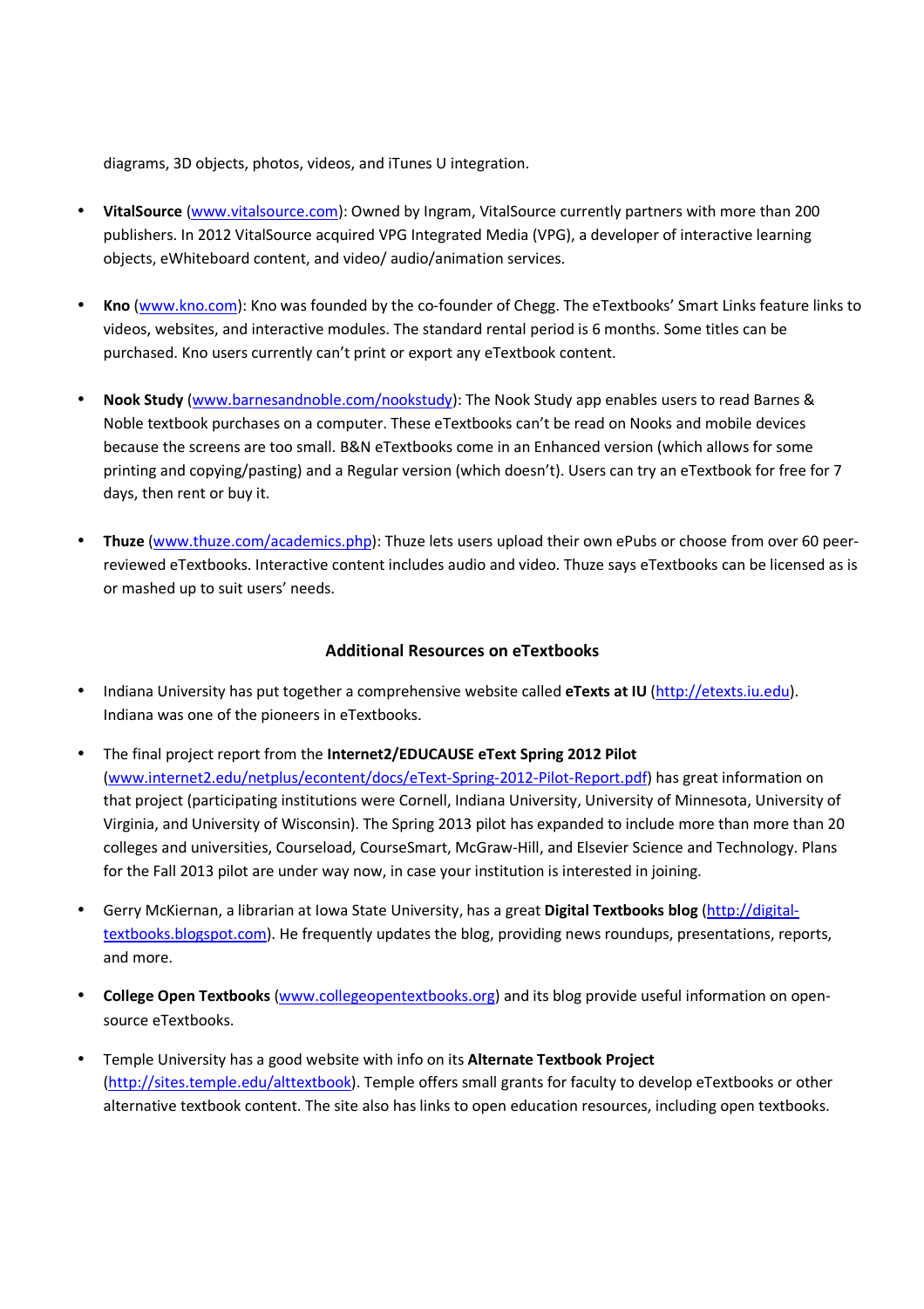diagrams, 3D objects, photos, videos, and iTunes U integration.

- **VitalSource** (www.vitalsource.com): Owned by Ingram, VitalSource currently partners with more than 200 publishers. In 2012 VitalSource acquired VPG Integrated Media (VPG), a developer of interactive learning objects, eWhiteboard content, and video/ audio/animation services.

- **Kno** (www.kno.com): Kno was founded by the co-founder of Chegg. The eTextbooks' Smart Links feature links to videos, websites, and interactive modules. The standard rental period is 6 months. Some titles can be purchased. Kno users currently can't print or export any eTextbook content.

- **Nook Study** (www.barnesandnoble.com/nookstudy): The Nook Study app enables users to read Barnes & Noble textbook purchases on a computer. These eTextbooks can't be read on Nooks and mobile devices because the screens are too small. B&N eTextbooks come in an Enhanced version (which allows for some printing and copying/pasting) and a Regular version (which doesn't). Users can try an eTextbook for free for 7 days, then rent or buy it.

- **Thuze** (www.thuze.com/academics.php): Thuze lets users upload their own ePubs or choose from over 60 peer-reviewed eTextbooks. Interactive content includes audio and video. Thuze says eTextbooks can be licensed as is or mashed up to suit users' needs.

## Additional Resources on eTextbooks

- Indiana University has put together a comprehensive website called **eTexts at IU** (http://etexts.iu.edu). Indiana was one of the pioneers in eTextbooks.

- The final project report from the **Internet2/EDUCAUSE eText Spring 2012 Pilot** (www.internet2.edu/netplus/econtent/docs/eText-Spring-2012-Pilot-Report.pdf) has great information on that project (participating institutions were Cornell, Indiana University, University of Minnesota, University of Virginia, and University of Wisconsin). The Spring 2013 pilot has expanded to include more than more than 20 colleges and universities, Courseload, CourseSmart, McGraw-Hill, and Elsevier Science and Technology. Plans for the Fall 2013 pilot are under way now, in case your institution is interested in joining.

- Gerry McKiernan, a librarian at Iowa State University, has a great **Digital Textbooks blog** (http://digital-textbooks.blogspot.com). He frequently updates the blog, providing news roundups, presentations, reports, and more.

- **College Open Textbooks** (www.collegeopentextbooks.org) and its blog provide useful information on open-source eTextbooks.

- Temple University has a good website with info on its **Alternate Textbook Project** (http://sites.temple.edu/alttextbook). Temple offers small grants for faculty to develop eTextbooks or other alternative textbook content. The site also has links to open education resources, including open textbooks.